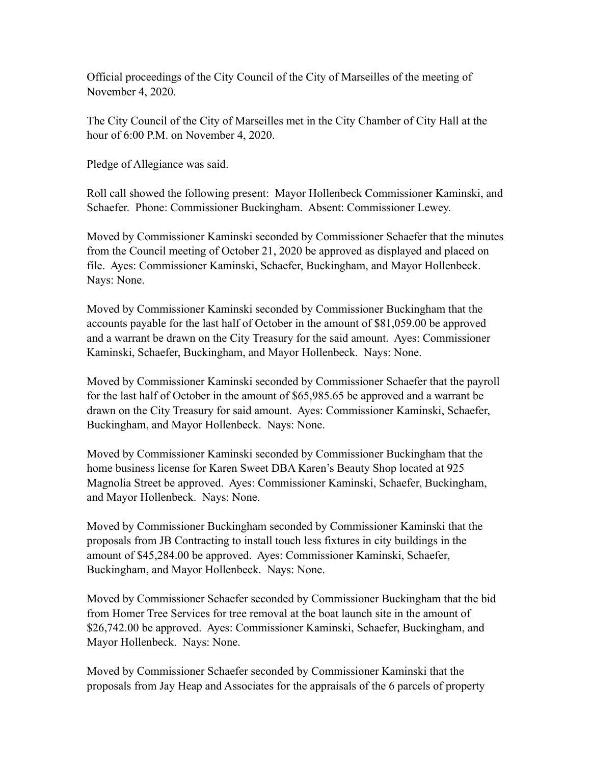Official proceedings of the City Council of the City of Marseilles of the meeting of November 4, 2020.

The City Council of the City of Marseilles met in the City Chamber of City Hall at the hour of 6:00 P.M. on November 4, 2020.

Pledge of Allegiance was said.

Roll call showed the following present: Mayor Hollenbeck Commissioner Kaminski, and Schaefer. Phone: Commissioner Buckingham. Absent: Commissioner Lewey.

Moved by Commissioner Kaminski seconded by Commissioner Schaefer that the minutes from the Council meeting of October 21, 2020 be approved as displayed and placed on file. Ayes: Commissioner Kaminski, Schaefer, Buckingham, and Mayor Hollenbeck. Nays: None.

Moved by Commissioner Kaminski seconded by Commissioner Buckingham that the accounts payable for the last half of October in the amount of $81,059.00 be approved and a warrant be drawn on the City Treasury for the said amount. Ayes: Commissioner Kaminski, Schaefer, Buckingham, and Mayor Hollenbeck. Nays: None.

Moved by Commissioner Kaminski seconded by Commissioner Schaefer that the payroll for the last half of October in the amount of $65,985.65 be approved and a warrant be drawn on the City Treasury for said amount. Ayes: Commissioner Kaminski, Schaefer, Buckingham, and Mayor Hollenbeck. Nays: None.

Moved by Commissioner Kaminski seconded by Commissioner Buckingham that the home business license for Karen Sweet DBA Karen's Beauty Shop located at 925 Magnolia Street be approved. Ayes: Commissioner Kaminski, Schaefer, Buckingham, and Mayor Hollenbeck. Nays: None.

Moved by Commissioner Buckingham seconded by Commissioner Kaminski that the proposals from JB Contracting to install touch less fixtures in city buildings in the amount of $45,284.00 be approved. Ayes: Commissioner Kaminski, Schaefer, Buckingham, and Mayor Hollenbeck. Nays: None.

Moved by Commissioner Schaefer seconded by Commissioner Buckingham that the bid from Homer Tree Services for tree removal at the boat launch site in the amount of $26,742.00 be approved. Ayes: Commissioner Kaminski, Schaefer, Buckingham, and Mayor Hollenbeck. Nays: None.

Moved by Commissioner Schaefer seconded by Commissioner Kaminski that the proposals from Jay Heap and Associates for the appraisals of the 6 parcels of property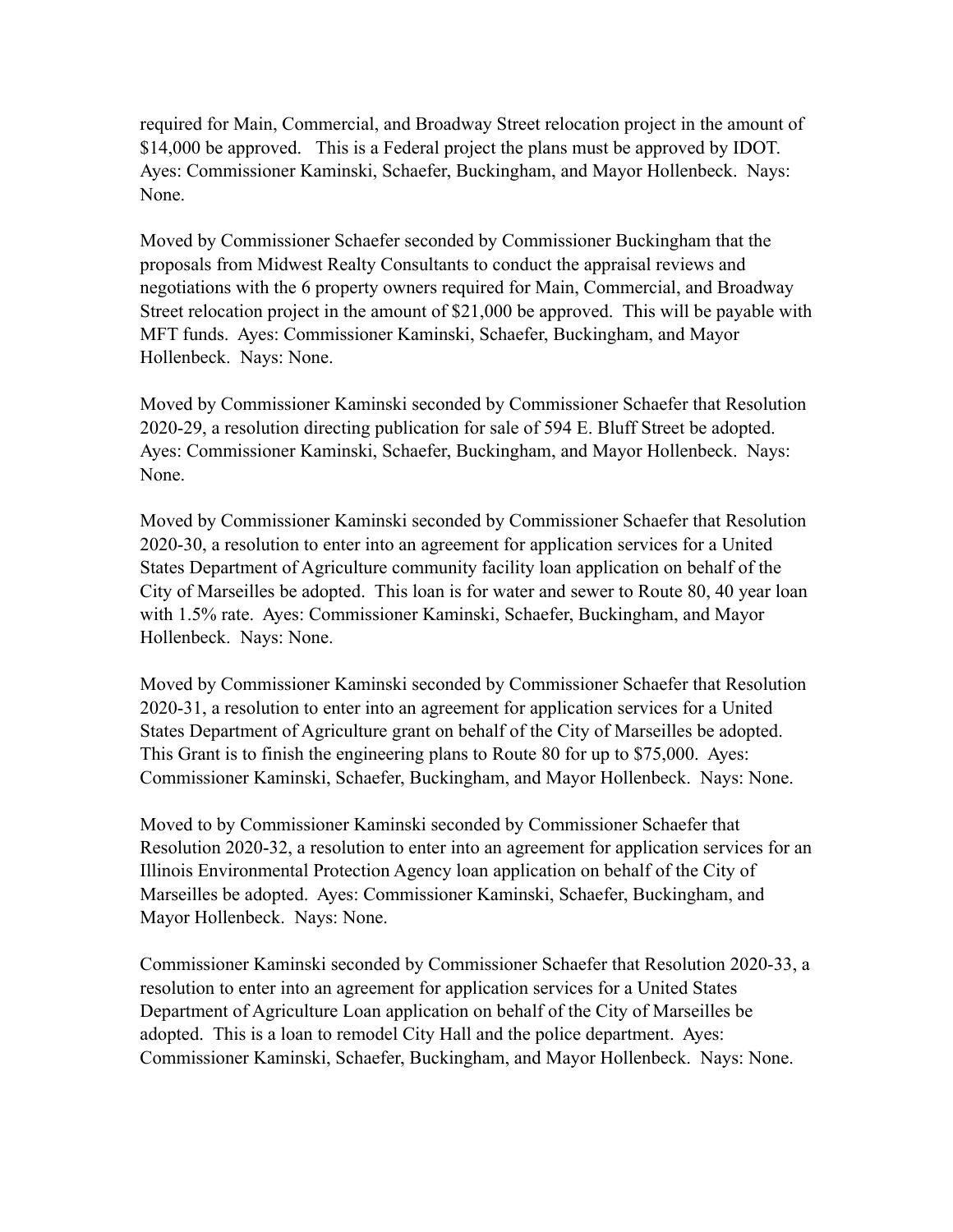required for Main, Commercial, and Broadway Street relocation project in the amount of $14,000 be approved. This is a Federal project the plans must be approved by IDOT. Ayes: Commissioner Kaminski, Schaefer, Buckingham, and Mayor Hollenbeck. Nays: None.

Moved by Commissioner Schaefer seconded by Commissioner Buckingham that the proposals from Midwest Realty Consultants to conduct the appraisal reviews and negotiations with the 6 property owners required for Main, Commercial, and Broadway Street relocation project in the amount of $21,000 be approved. This will be payable with MFT funds. Ayes: Commissioner Kaminski, Schaefer, Buckingham, and Mayor Hollenbeck. Nays: None.

Moved by Commissioner Kaminski seconded by Commissioner Schaefer that Resolution 2020-29, a resolution directing publication for sale of 594 E. Bluff Street be adopted. Ayes: Commissioner Kaminski, Schaefer, Buckingham, and Mayor Hollenbeck. Nays: None.

Moved by Commissioner Kaminski seconded by Commissioner Schaefer that Resolution 2020-30, a resolution to enter into an agreement for application services for a United States Department of Agriculture community facility loan application on behalf of the City of Marseilles be adopted. This loan is for water and sewer to Route 80, 40 year loan with 1.5% rate. Ayes: Commissioner Kaminski, Schaefer, Buckingham, and Mayor Hollenbeck. Nays: None.

Moved by Commissioner Kaminski seconded by Commissioner Schaefer that Resolution 2020-31, a resolution to enter into an agreement for application services for a United States Department of Agriculture grant on behalf of the City of Marseilles be adopted. This Grant is to finish the engineering plans to Route 80 for up to $75,000. Ayes: Commissioner Kaminski, Schaefer, Buckingham, and Mayor Hollenbeck. Nays: None.

Moved to by Commissioner Kaminski seconded by Commissioner Schaefer that Resolution 2020-32, a resolution to enter into an agreement for application services for an Illinois Environmental Protection Agency loan application on behalf of the City of Marseilles be adopted. Ayes: Commissioner Kaminski, Schaefer, Buckingham, and Mayor Hollenbeck. Nays: None.

Commissioner Kaminski seconded by Commissioner Schaefer that Resolution 2020-33, a resolution to enter into an agreement for application services for a United States Department of Agriculture Loan application on behalf of the City of Marseilles be adopted. This is a loan to remodel City Hall and the police department. Ayes: Commissioner Kaminski, Schaefer, Buckingham, and Mayor Hollenbeck. Nays: None.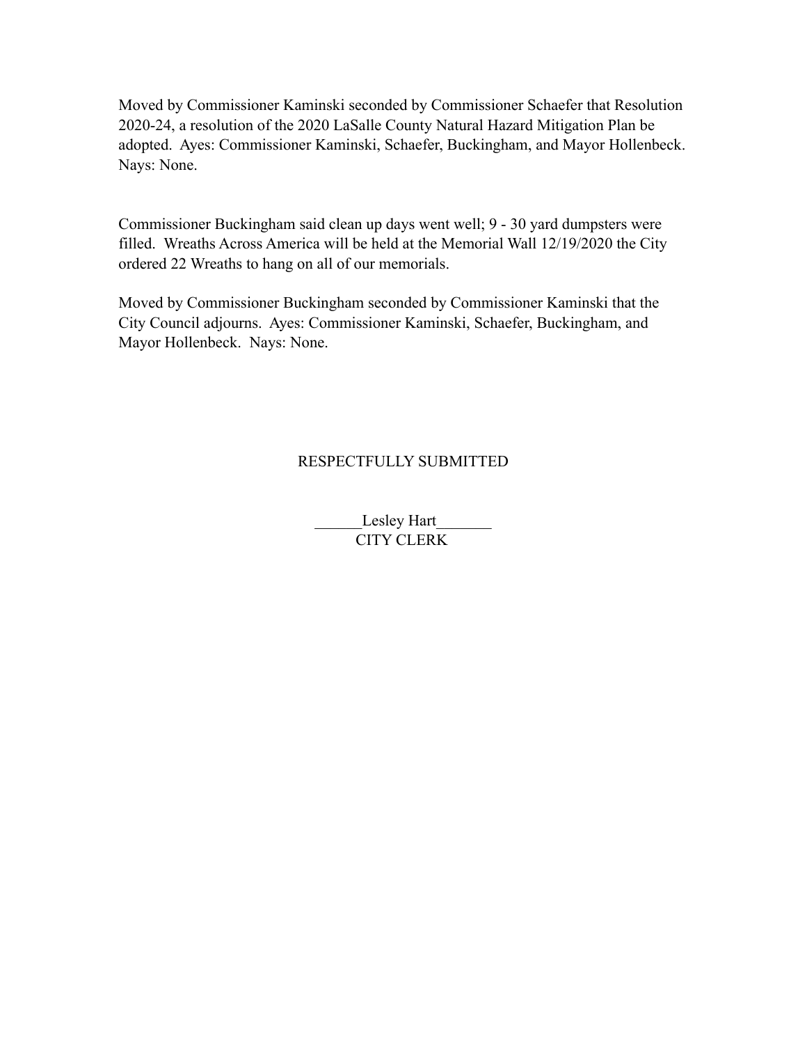Moved by Commissioner Kaminski seconded by Commissioner Schaefer that Resolution 2020-24, a resolution of the 2020 LaSalle County Natural Hazard Mitigation Plan be adopted. Ayes: Commissioner Kaminski, Schaefer, Buckingham, and Mayor Hollenbeck. Nays: None.

Commissioner Buckingham said clean up days went well; 9 - 30 yard dumpsters were filled. Wreaths Across America will be held at the Memorial Wall 12/19/2020 the City ordered 22 Wreaths to hang on all of our memorials.

Moved by Commissioner Buckingham seconded by Commissioner Kaminski that the City Council adjourns. Ayes: Commissioner Kaminski, Schaefer, Buckingham, and Mayor Hollenbeck. Nays: None.

RESPECTFULLY SUBMITTED

______Lesley Hart_______
CITY CLERK